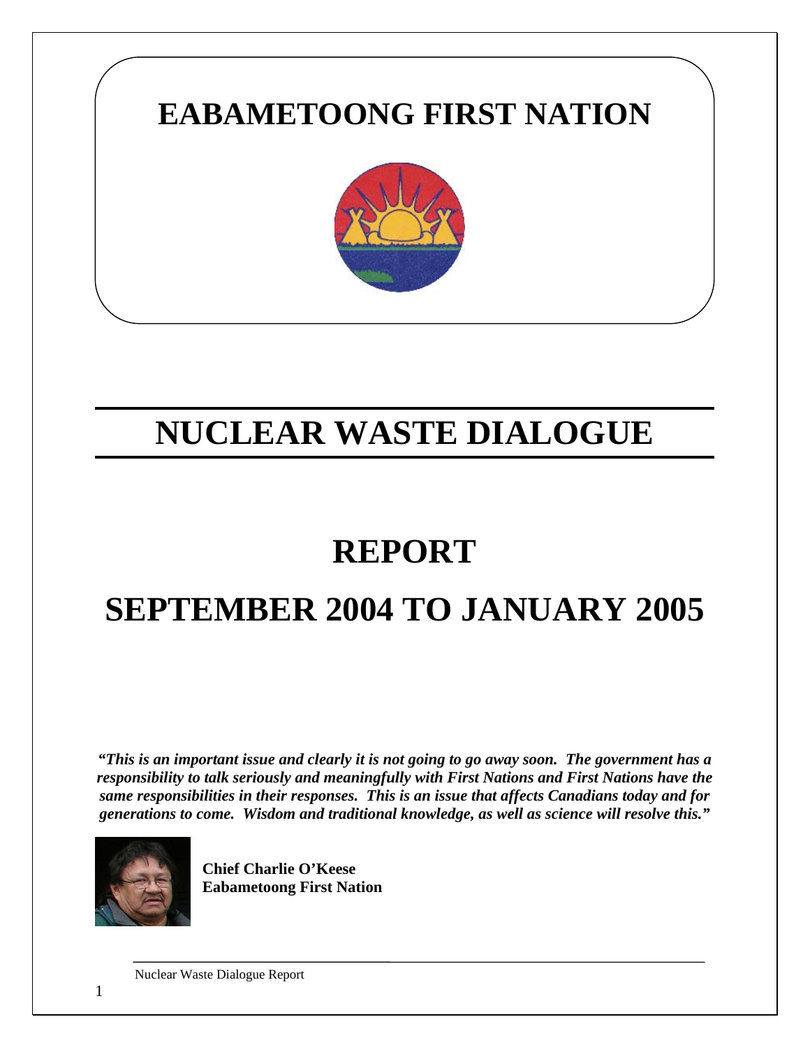# EABAMETOONG FIRST NATION

# NUCLEAR WASTE DIALOGUE

# REPORT

# SEPTEMBER 2004 TO JANUARY 2005

***"This is an important issue and clearly it is not going to go away soon. The government has a responsibility to talk seriously and meaningfully with First Nations and First Nations have the same responsibilities in their responses. This is an issue that affects Canadians today and for generations to come. Wisdom and traditional knowledge, as well as science will resolve this."***

**Chief Charlie O'Keese**
**Eabametoong First Nation**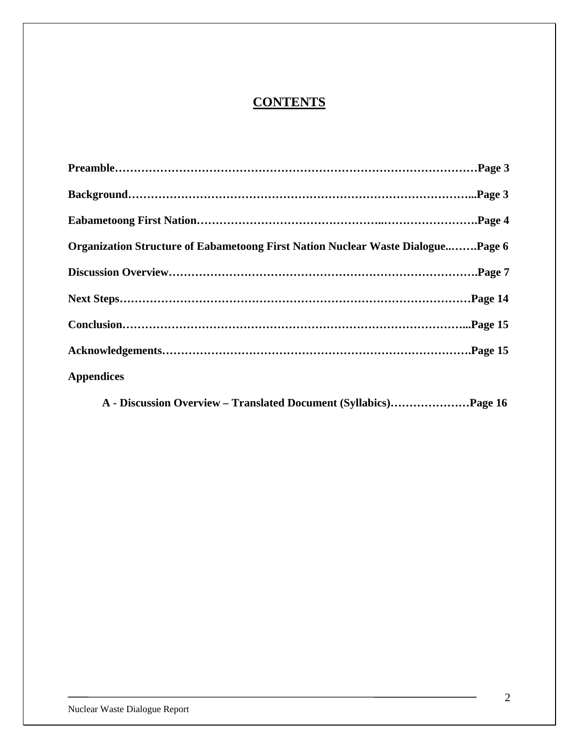# CONTENTS

**Preamble…………………………………………………………………………………Page 3**

**Background……………………………………………………………………………...Page 3**

**Eabametoong First Nation…………………………………………..…………………….Page 4**

**Organization Structure of Eabametoong First Nation Nuclear Waste Dialogue..…….Page 6**

**Discussion Overview…………………………………………………………………….Page 7**

**Next Steps………………………………………………………………………………Page 14**

**Conclusion……………………………………………………………………………...Page 15**

**Acknowledgements…………………………………………………………………….Page 15**

**Appendices**

**A - Discussion Overview – Translated Document (Syllabics)…………………Page 16**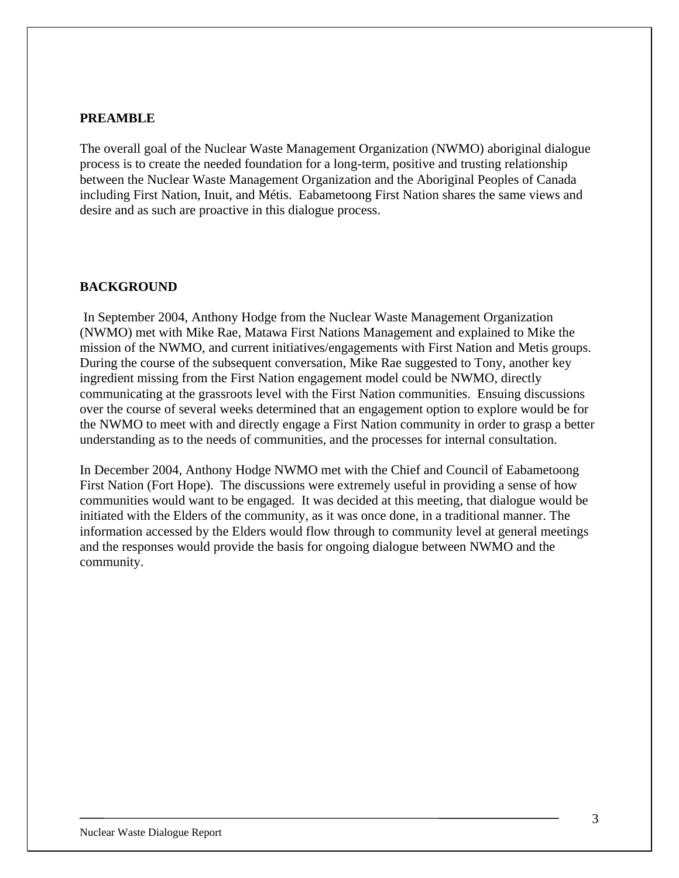## PREAMBLE

The overall goal of the Nuclear Waste Management Organization (NWMO) aboriginal dialogue process is to create the needed foundation for a long-term, positive and trusting relationship between the Nuclear Waste Management Organization and the Aboriginal Peoples of Canada including First Nation, Inuit, and Métis. Eabametoong First Nation shares the same views and desire and as such are proactive in this dialogue process.

## BACKGROUND

In September 2004, Anthony Hodge from the Nuclear Waste Management Organization (NWMO) met with Mike Rae, Matawa First Nations Management and explained to Mike the mission of the NWMO, and current initiatives/engagements with First Nation and Metis groups. During the course of the subsequent conversation, Mike Rae suggested to Tony, another key ingredient missing from the First Nation engagement model could be NWMO, directly communicating at the grassroots level with the First Nation communities. Ensuing discussions over the course of several weeks determined that an engagement option to explore would be for the NWMO to meet with and directly engage a First Nation community in order to grasp a better understanding as to the needs of communities, and the processes for internal consultation.

In December 2004, Anthony Hodge NWMO met with the Chief and Council of Eabametoong First Nation (Fort Hope). The discussions were extremely useful in providing a sense of how communities would want to be engaged. It was decided at this meeting, that dialogue would be initiated with the Elders of the community, as it was once done, in a traditional manner. The information accessed by the Elders would flow through to community level at general meetings and the responses would provide the basis for ongoing dialogue between NWMO and the community.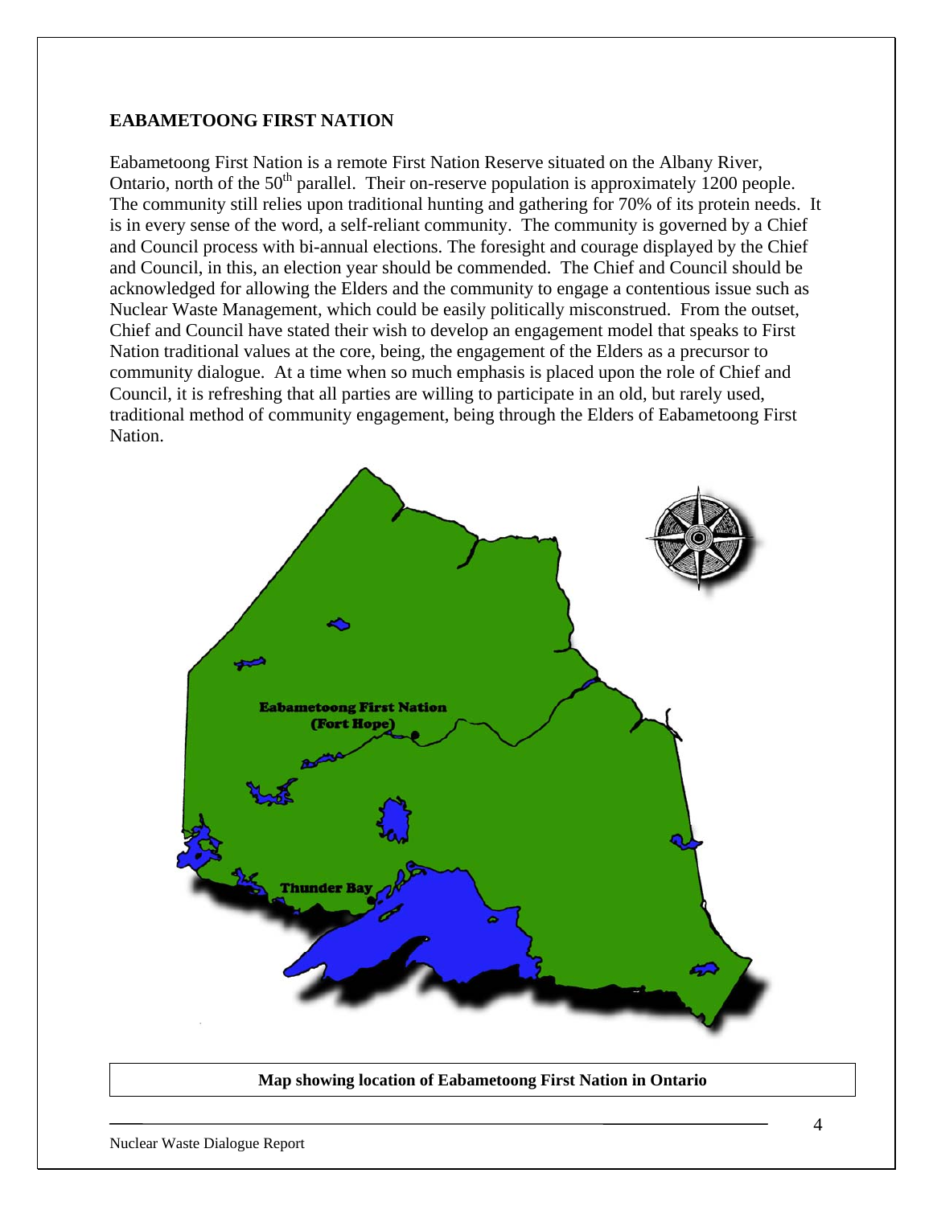## EABAMETOONG FIRST NATION

Eabametoong First Nation is a remote First Nation Reserve situated on the Albany River, Ontario, north of the 50th parallel. Their on-reserve population is approximately 1200 people. The community still relies upon traditional hunting and gathering for 70% of its protein needs. It is in every sense of the word, a self-reliant community. The community is governed by a Chief and Council process with bi-annual elections. The foresight and courage displayed by the Chief and Council, in this, an election year should be commended. The Chief and Council should be acknowledged for allowing the Elders and the community to engage a contentious issue such as Nuclear Waste Management, which could be easily politically misconstrued. From the outset, Chief and Council have stated their wish to develop an engagement model that speaks to First Nation traditional values at the core, being, the engagement of the Elders as a precursor to community dialogue. At a time when so much emphasis is placed upon the role of Chief and Council, it is refreshing that all parties are willing to participate in an old, but rarely used, traditional method of community engagement, being through the Elders of Eabametoong First Nation.

Eabametoong First Nation (Fort Hope)

Thunder Bay

**Map showing location of Eabametoong First Nation in Ontario**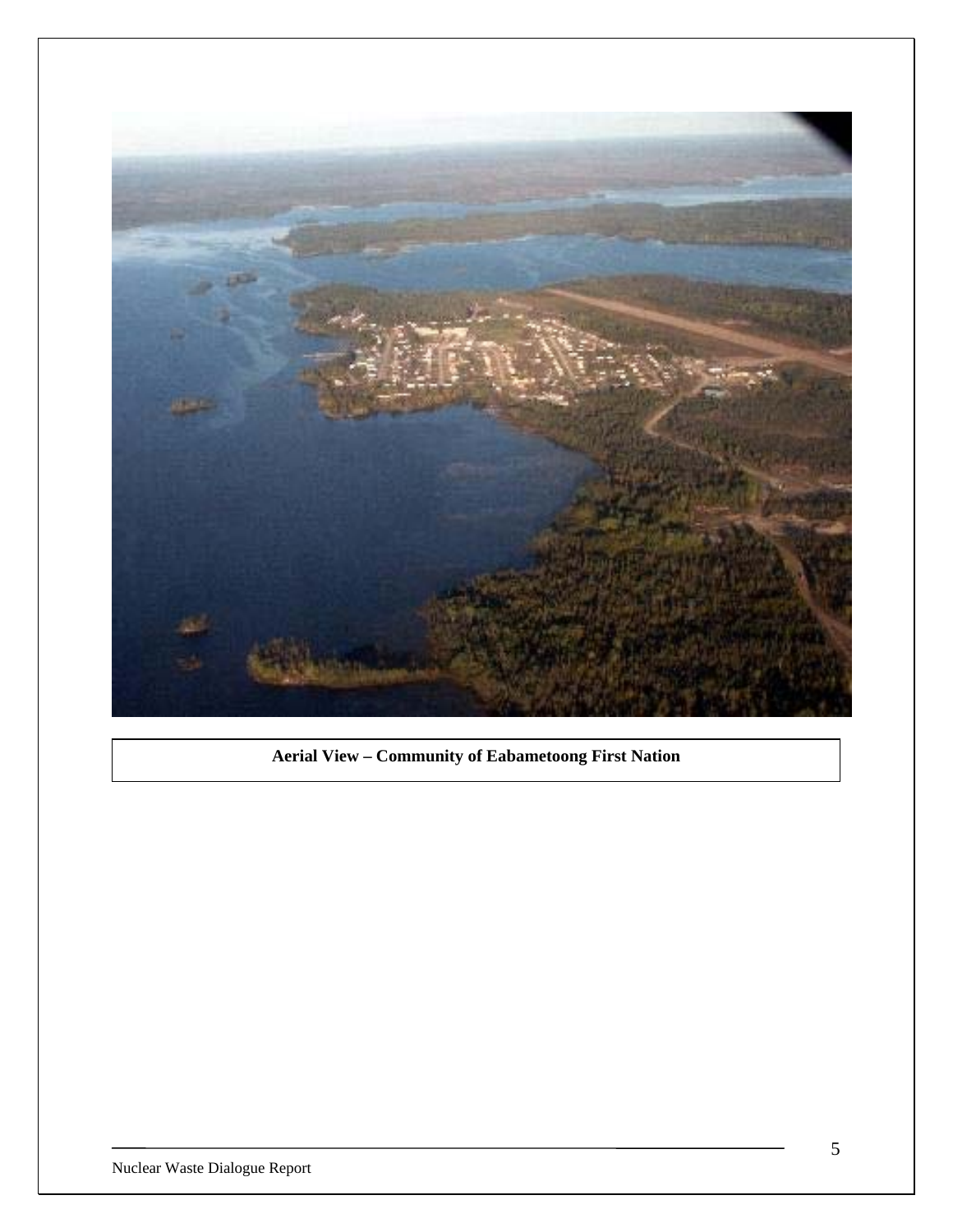**Aerial View – Community of Eabametoong First Nation**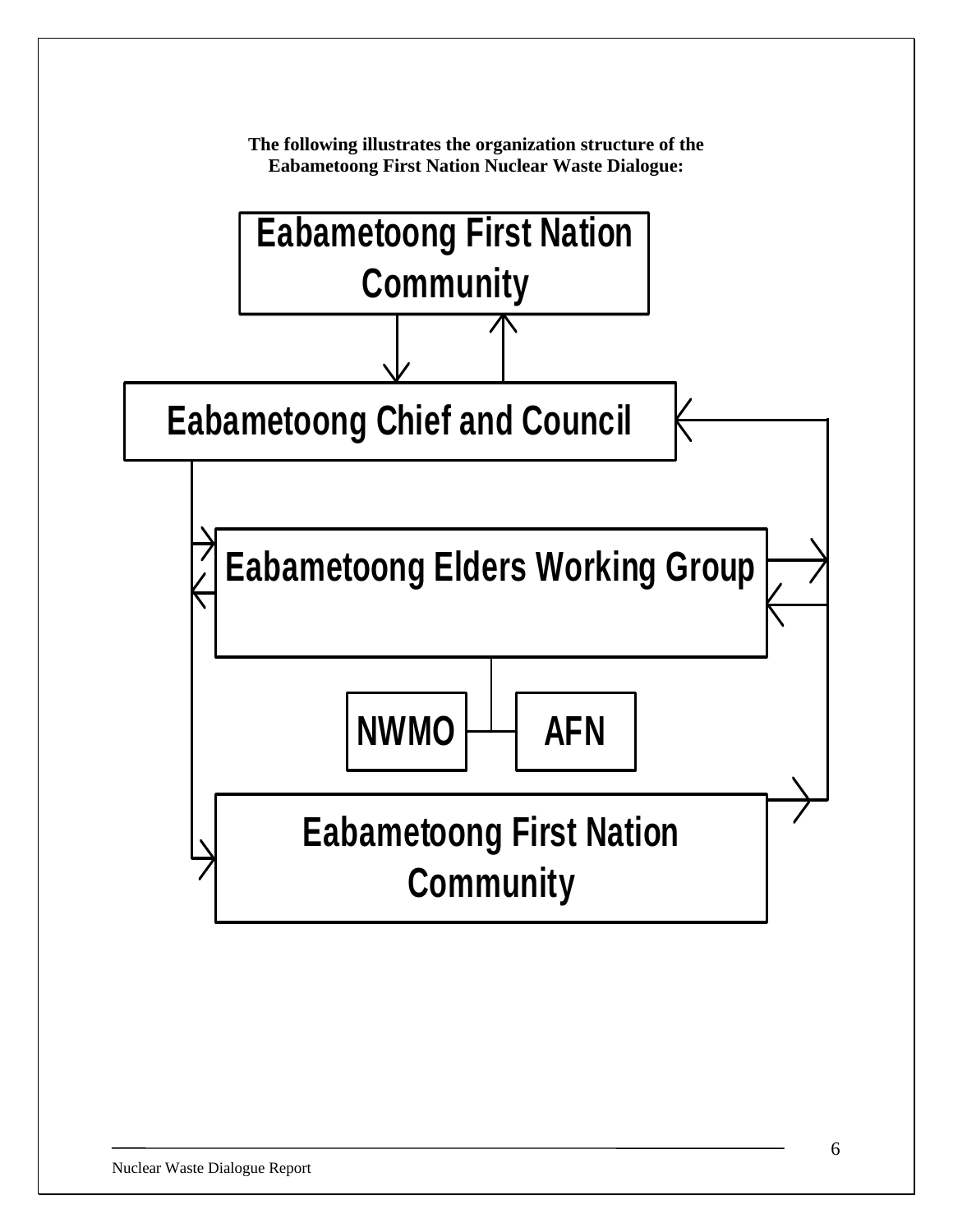**The following illustrates the organization structure of the Eabametoong First Nation Nuclear Waste Dialogue:**

Eabametoong First Nation Community

Eabametoong Chief and Council

Eabametoong Elders Working Group

NWMO

AFN

Eabametoong First Nation Community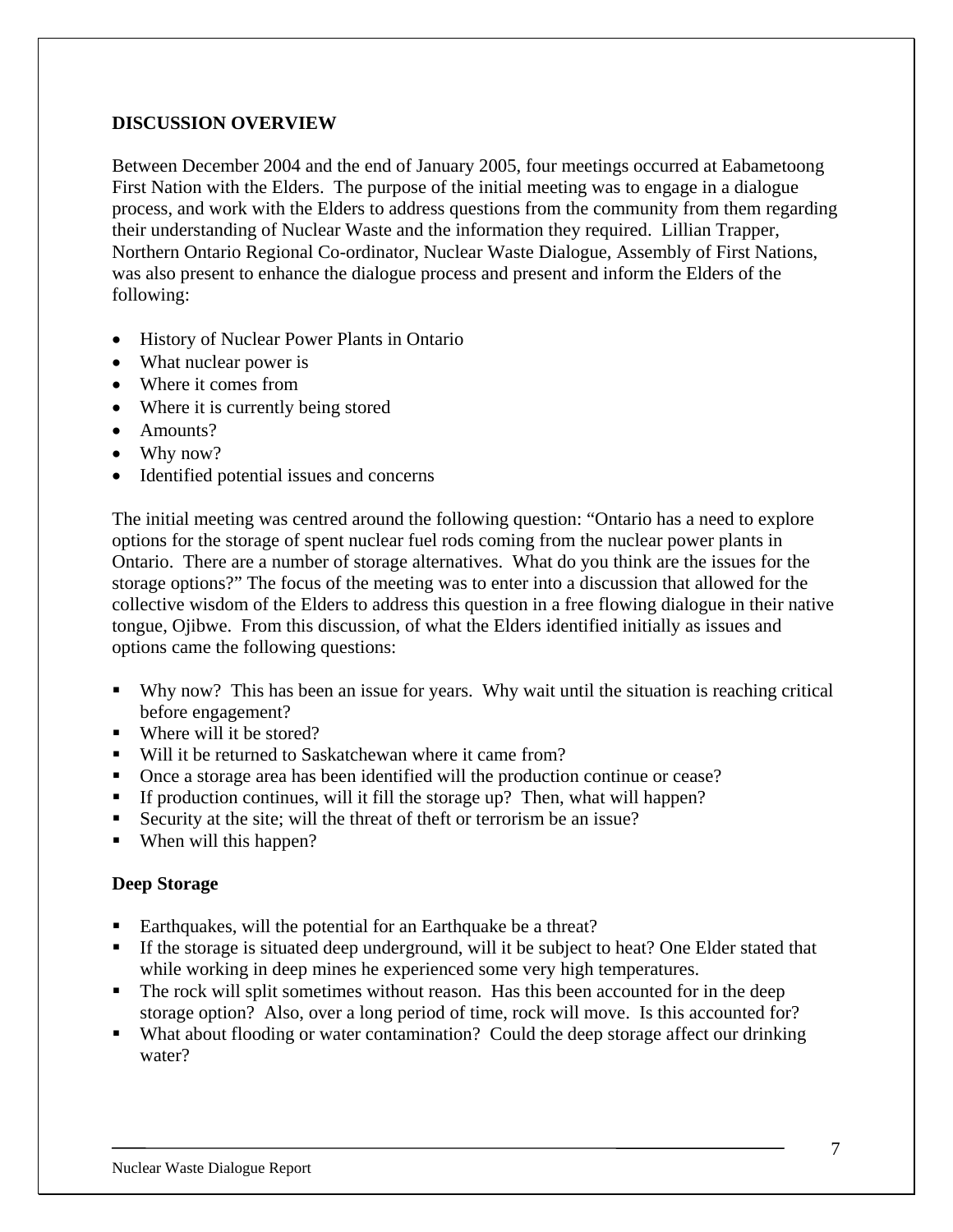## DISCUSSION OVERVIEW

Between December 2004 and the end of January 2005, four meetings occurred at Eabametoong First Nation with the Elders. The purpose of the initial meeting was to engage in a dialogue process, and work with the Elders to address questions from the community from them regarding their understanding of Nuclear Waste and the information they required. Lillian Trapper, Northern Ontario Regional Co-ordinator, Nuclear Waste Dialogue, Assembly of First Nations, was also present to enhance the dialogue process and present and inform the Elders of the following:

- History of Nuclear Power Plants in Ontario
- What nuclear power is
- Where it comes from
- Where it is currently being stored
- Amounts?
- Why now?
- Identified potential issues and concerns

The initial meeting was centred around the following question: "Ontario has a need to explore options for the storage of spent nuclear fuel rods coming from the nuclear power plants in Ontario. There are a number of storage alternatives. What do you think are the issues for the storage options?" The focus of the meeting was to enter into a discussion that allowed for the collective wisdom of the Elders to address this question in a free flowing dialogue in their native tongue, Ojibwe. From this discussion, of what the Elders identified initially as issues and options came the following questions:

- Why now? This has been an issue for years. Why wait until the situation is reaching critical before engagement?
- Where will it be stored?
- Will it be returned to Saskatchewan where it came from?
- Once a storage area has been identified will the production continue or cease?
- If production continues, will it fill the storage up? Then, what will happen?
- Security at the site; will the threat of theft or terrorism be an issue?
- When will this happen?

### Deep Storage

- Earthquakes, will the potential for an Earthquake be a threat?
- If the storage is situated deep underground, will it be subject to heat? One Elder stated that while working in deep mines he experienced some very high temperatures.
- The rock will split sometimes without reason. Has this been accounted for in the deep storage option? Also, over a long period of time, rock will move. Is this accounted for?
- What about flooding or water contamination? Could the deep storage affect our drinking water?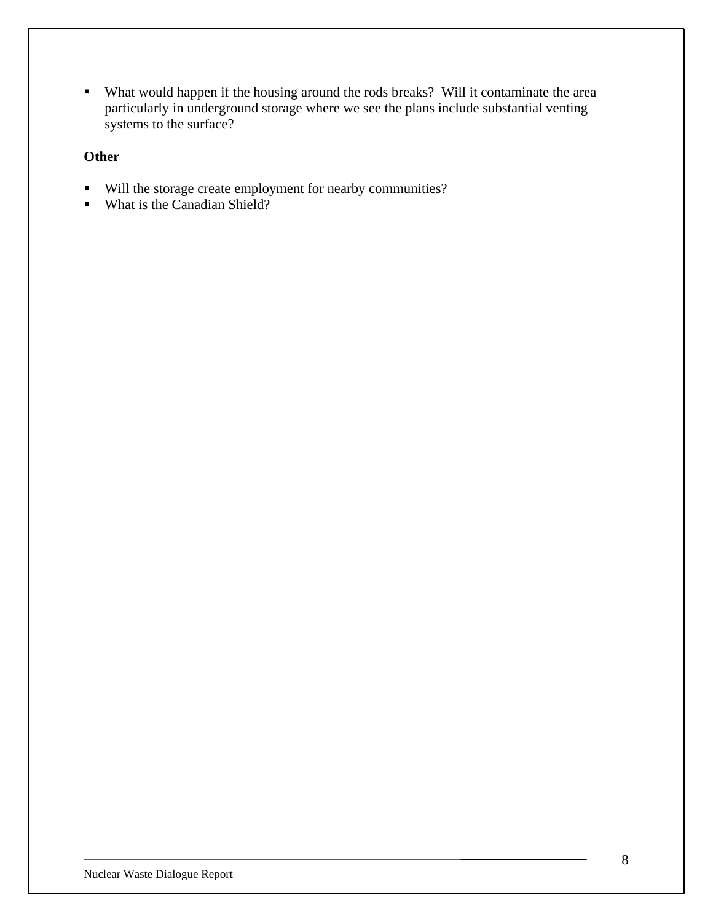- What would happen if the housing around the rods breaks?  Will it contaminate the area particularly in underground storage where we see the plans include substantial venting systems to the surface?

**Other**

- Will the storage create employment for nearby communities?
- What is the Canadian Shield?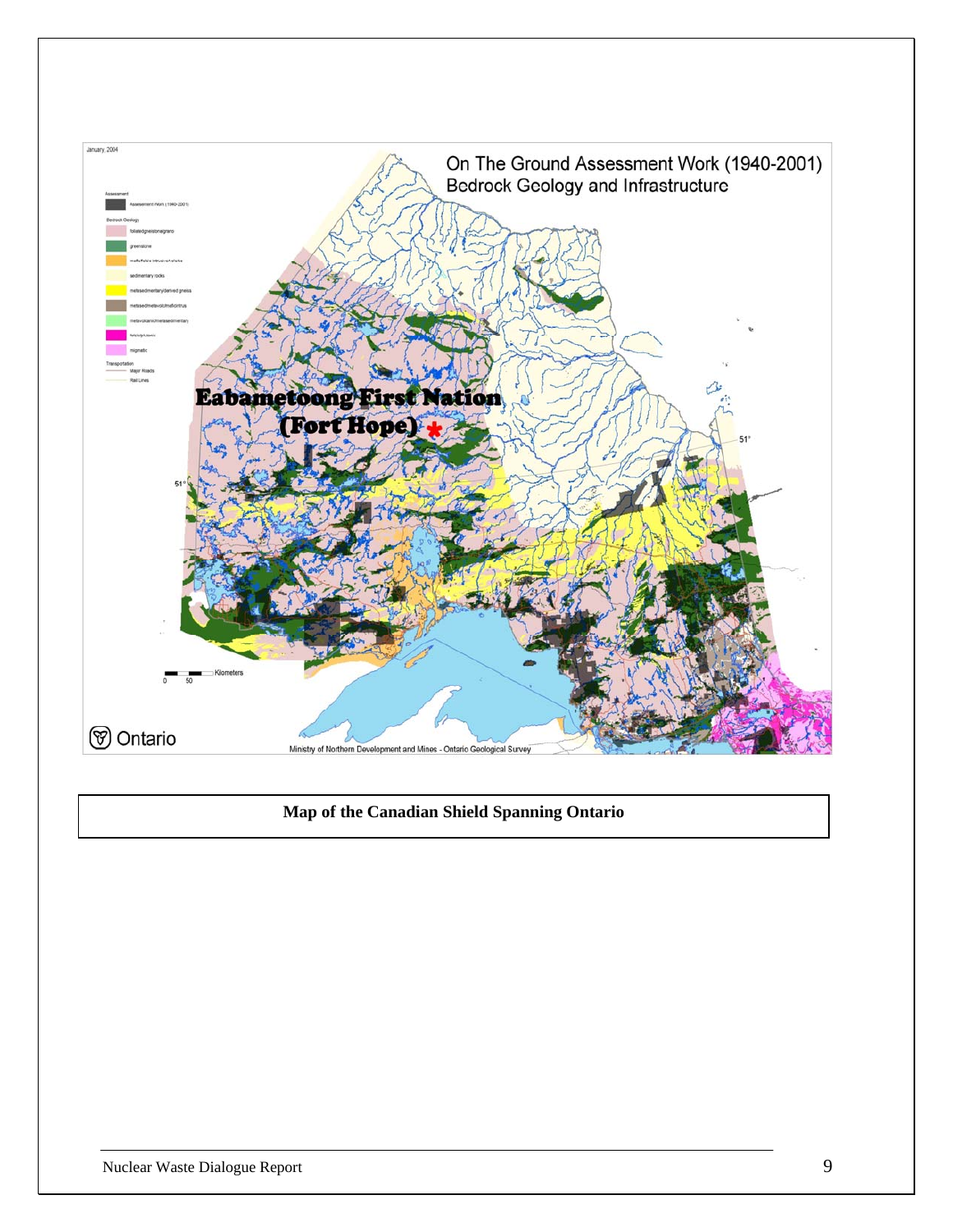**Map of the Canadian Shield Spanning Ontario**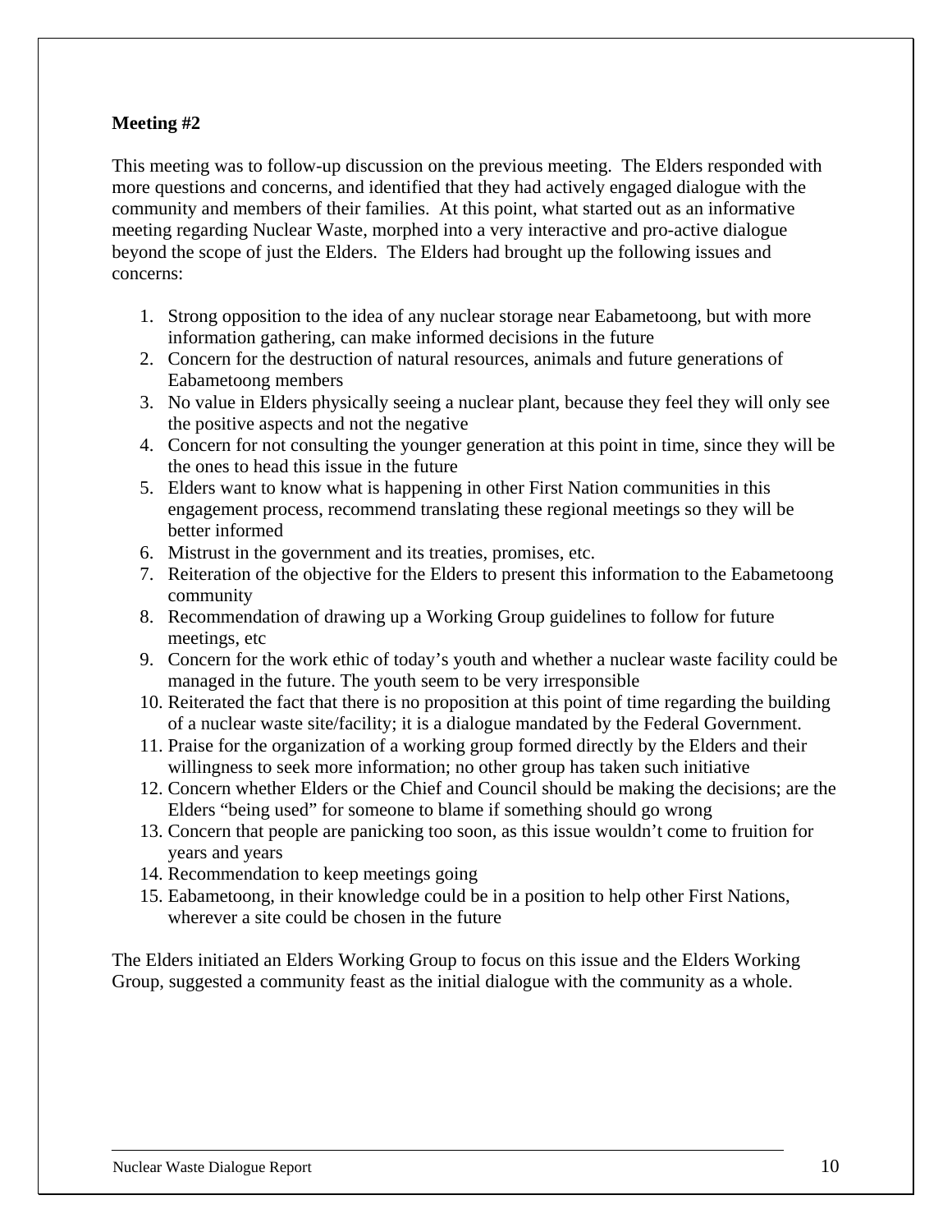**Meeting #2**

This meeting was to follow-up discussion on the previous meeting. The Elders responded with more questions and concerns, and identified that they had actively engaged dialogue with the community and members of their families. At this point, what started out as an informative meeting regarding Nuclear Waste, morphed into a very interactive and pro-active dialogue beyond the scope of just the Elders. The Elders had brought up the following issues and concerns:

1. Strong opposition to the idea of any nuclear storage near Eabametoong, but with more information gathering, can make informed decisions in the future
2. Concern for the destruction of natural resources, animals and future generations of Eabametoong members
3. No value in Elders physically seeing a nuclear plant, because they feel they will only see the positive aspects and not the negative
4. Concern for not consulting the younger generation at this point in time, since they will be the ones to head this issue in the future
5. Elders want to know what is happening in other First Nation communities in this engagement process, recommend translating these regional meetings so they will be better informed
6. Mistrust in the government and its treaties, promises, etc.
7. Reiteration of the objective for the Elders to present this information to the Eabametoong community
8. Recommendation of drawing up a Working Group guidelines to follow for future meetings, etc
9. Concern for the work ethic of today's youth and whether a nuclear waste facility could be managed in the future. The youth seem to be very irresponsible
10. Reiterated the fact that there is no proposition at this point of time regarding the building of a nuclear waste site/facility; it is a dialogue mandated by the Federal Government.
11. Praise for the organization of a working group formed directly by the Elders and their willingness to seek more information; no other group has taken such initiative
12. Concern whether Elders or the Chief and Council should be making the decisions; are the Elders "being used" for someone to blame if something should go wrong
13. Concern that people are panicking too soon, as this issue wouldn't come to fruition for years and years
14. Recommendation to keep meetings going
15. Eabametoong, in their knowledge could be in a position to help other First Nations, wherever a site could be chosen in the future

The Elders initiated an Elders Working Group to focus on this issue and the Elders Working Group, suggested a community feast as the initial dialogue with the community as a whole.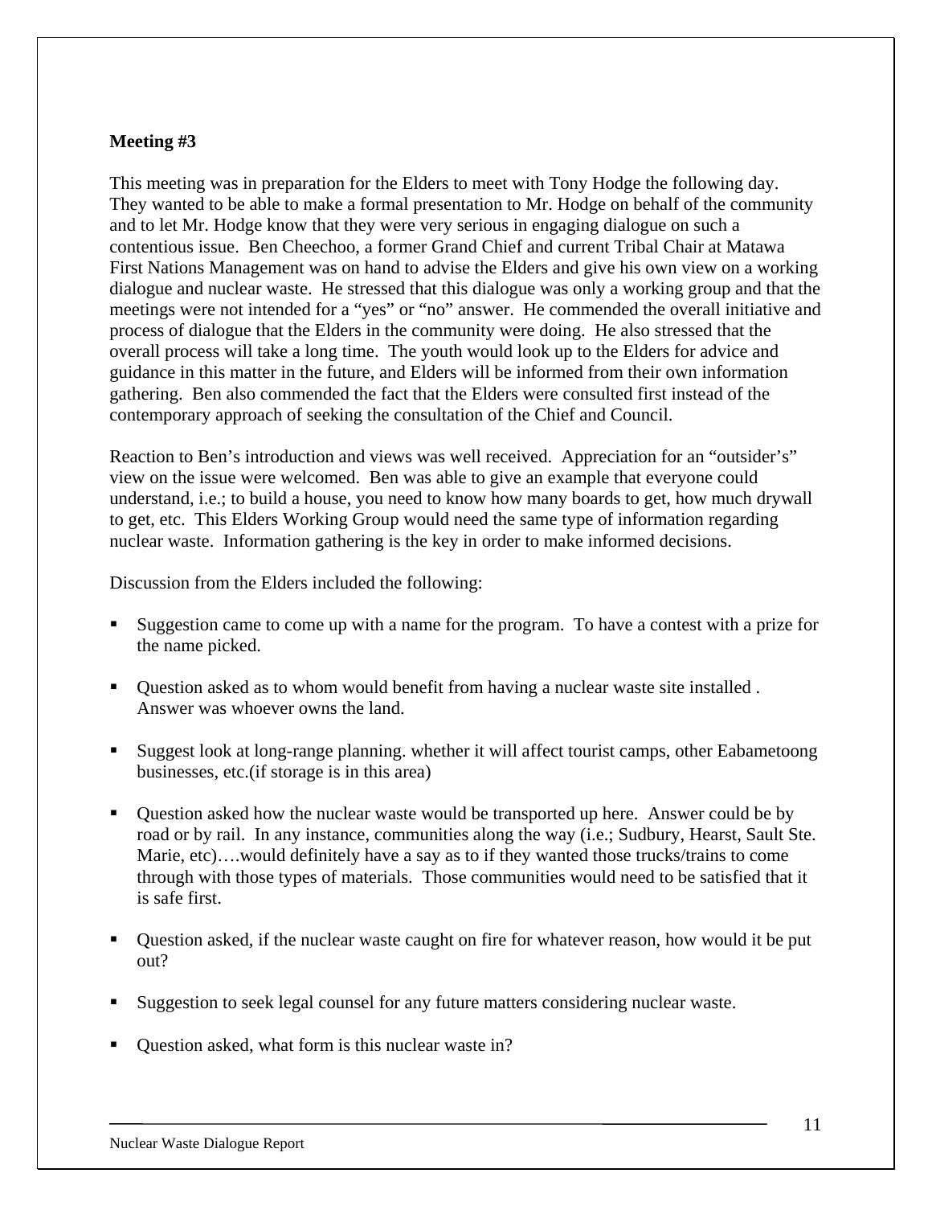**Meeting #3**

This meeting was in preparation for the Elders to meet with Tony Hodge the following day. They wanted to be able to make a formal presentation to Mr. Hodge on behalf of the community and to let Mr. Hodge know that they were very serious in engaging dialogue on such a contentious issue. Ben Cheechoo, a former Grand Chief and current Tribal Chair at Matawa First Nations Management was on hand to advise the Elders and give his own view on a working dialogue and nuclear waste. He stressed that this dialogue was only a working group and that the meetings were not intended for a "yes" or "no" answer. He commended the overall initiative and process of dialogue that the Elders in the community were doing. He also stressed that the overall process will take a long time. The youth would look up to the Elders for advice and guidance in this matter in the future, and Elders will be informed from their own information gathering. Ben also commended the fact that the Elders were consulted first instead of the contemporary approach of seeking the consultation of the Chief and Council.

Reaction to Ben's introduction and views was well received. Appreciation for an "outsider's" view on the issue were welcomed. Ben was able to give an example that everyone could understand, i.e.; to build a house, you need to know how many boards to get, how much drywall to get, etc. This Elders Working Group would need the same type of information regarding nuclear waste. Information gathering is the key in order to make informed decisions.

Discussion from the Elders included the following:

- Suggestion came to come up with a name for the program. To have a contest with a prize for the name picked.
- Question asked as to whom would benefit from having a nuclear waste site installed . Answer was whoever owns the land.
- Suggest look at long-range planning. whether it will affect tourist camps, other Eabametoong businesses, etc.(if storage is in this area)
- Question asked how the nuclear waste would be transported up here. Answer could be by road or by rail. In any instance, communities along the way (i.e.; Sudbury, Hearst, Sault Ste. Marie, etc)….would definitely have a say as to if they wanted those trucks/trains to come through with those types of materials. Those communities would need to be satisfied that it is safe first.
- Question asked, if the nuclear waste caught on fire for whatever reason, how would it be put out?
- Suggestion to seek legal counsel for any future matters considering nuclear waste.
- Question asked, what form is this nuclear waste in?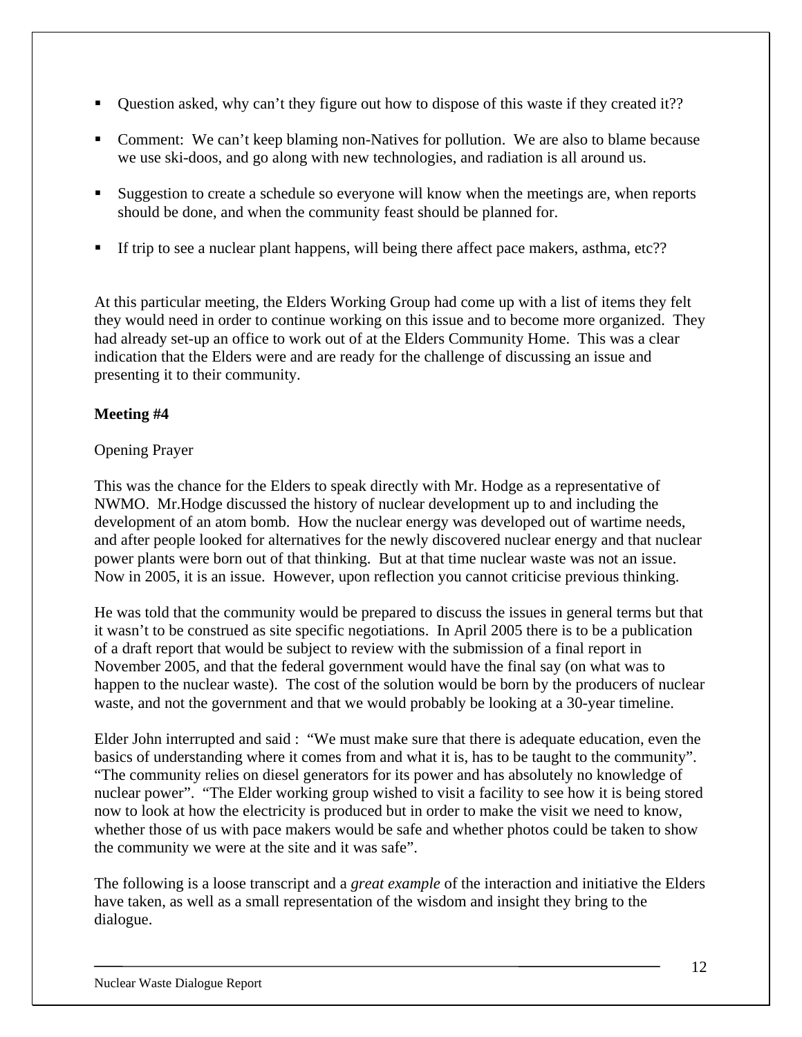- Question asked, why can't they figure out how to dispose of this waste if they created it??
- Comment: We can't keep blaming non-Natives for pollution. We are also to blame because we use ski-doos, and go along with new technologies, and radiation is all around us.
- Suggestion to create a schedule so everyone will know when the meetings are, when reports should be done, and when the community feast should be planned for.
- If trip to see a nuclear plant happens, will being there affect pace makers, asthma, etc??

At this particular meeting, the Elders Working Group had come up with a list of items they felt they would need in order to continue working on this issue and to become more organized. They had already set-up an office to work out of at the Elders Community Home. This was a clear indication that the Elders were and are ready for the challenge of discussing an issue and presenting it to their community.

**Meeting #4**

Opening Prayer

This was the chance for the Elders to speak directly with Mr. Hodge as a representative of NWMO. Mr.Hodge discussed the history of nuclear development up to and including the development of an atom bomb. How the nuclear energy was developed out of wartime needs, and after people looked for alternatives for the newly discovered nuclear energy and that nuclear power plants were born out of that thinking. But at that time nuclear waste was not an issue. Now in 2005, it is an issue. However, upon reflection you cannot criticise previous thinking.

He was told that the community would be prepared to discuss the issues in general terms but that it wasn't to be construed as site specific negotiations. In April 2005 there is to be a publication of a draft report that would be subject to review with the submission of a final report in November 2005, and that the federal government would have the final say (on what was to happen to the nuclear waste). The cost of the solution would be born by the producers of nuclear waste, and not the government and that we would probably be looking at a 30-year timeline.

Elder John interrupted and said : "We must make sure that there is adequate education, even the basics of understanding where it comes from and what it is, has to be taught to the community". "The community relies on diesel generators for its power and has absolutely no knowledge of nuclear power". "The Elder working group wished to visit a facility to see how it is being stored now to look at how the electricity is produced but in order to make the visit we need to know, whether those of us with pace makers would be safe and whether photos could be taken to show the community we were at the site and it was safe".

The following is a loose transcript and a *great example* of the interaction and initiative the Elders have taken, as well as a small representation of the wisdom and insight they bring to the dialogue.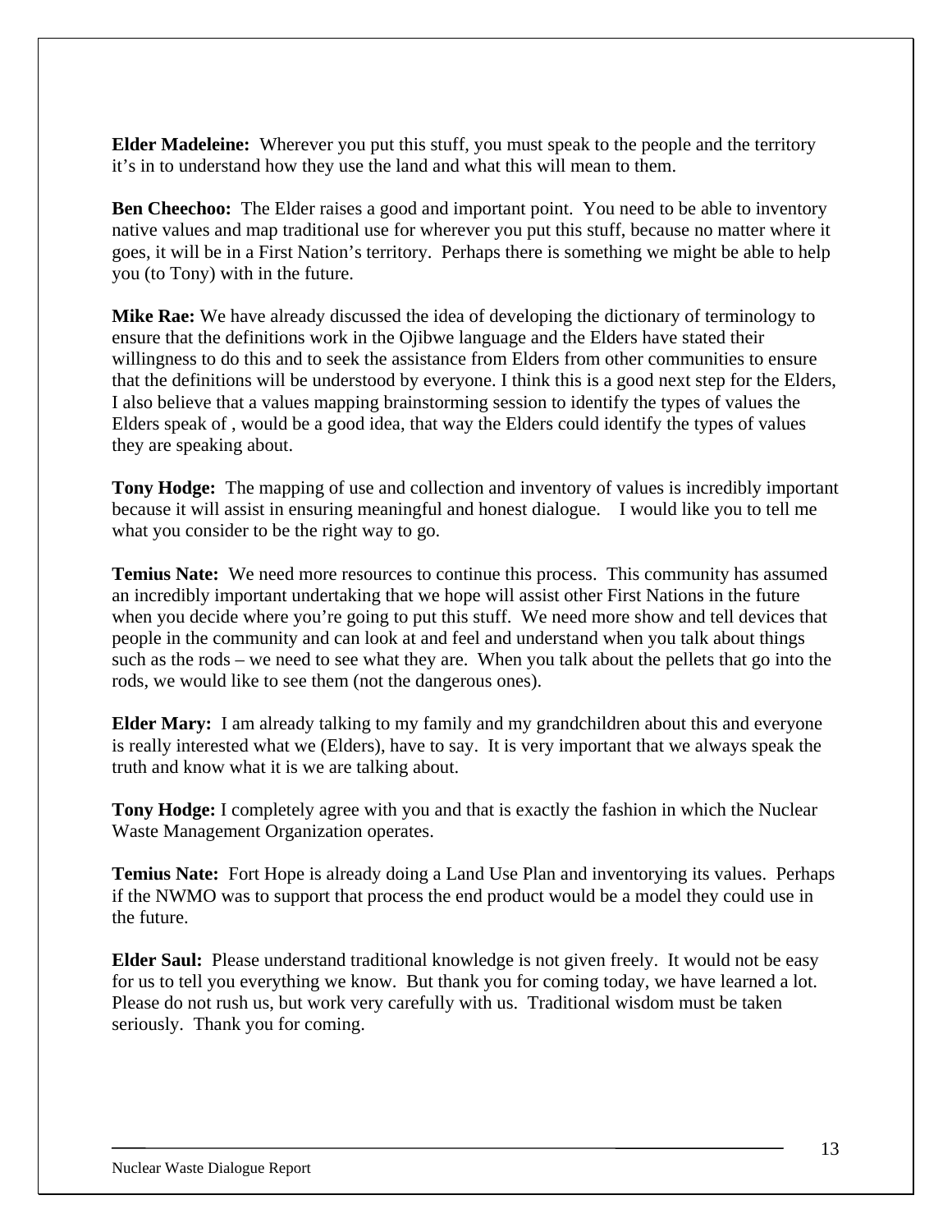**Elder Madeleine:** Wherever you put this stuff, you must speak to the people and the territory it's in to understand how they use the land and what this will mean to them.

**Ben Cheechoo:** The Elder raises a good and important point. You need to be able to inventory native values and map traditional use for wherever you put this stuff, because no matter where it goes, it will be in a First Nation's territory. Perhaps there is something we might be able to help you (to Tony) with in the future.

**Mike Rae:** We have already discussed the idea of developing the dictionary of terminology to ensure that the definitions work in the Ojibwe language and the Elders have stated their willingness to do this and to seek the assistance from Elders from other communities to ensure that the definitions will be understood by everyone. I think this is a good next step for the Elders, I also believe that a values mapping brainstorming session to identify the types of values the Elders speak of , would be a good idea, that way the Elders could identify the types of values they are speaking about.

**Tony Hodge:** The mapping of use and collection and inventory of values is incredibly important because it will assist in ensuring meaningful and honest dialogue. I would like you to tell me what you consider to be the right way to go.

**Temius Nate:** We need more resources to continue this process. This community has assumed an incredibly important undertaking that we hope will assist other First Nations in the future when you decide where you're going to put this stuff. We need more show and tell devices that people in the community and can look at and feel and understand when you talk about things such as the rods – we need to see what they are. When you talk about the pellets that go into the rods, we would like to see them (not the dangerous ones).

**Elder Mary:** I am already talking to my family and my grandchildren about this and everyone is really interested what we (Elders), have to say. It is very important that we always speak the truth and know what it is we are talking about.

**Tony Hodge:** I completely agree with you and that is exactly the fashion in which the Nuclear Waste Management Organization operates.

**Temius Nate:** Fort Hope is already doing a Land Use Plan and inventorying its values. Perhaps if the NWMO was to support that process the end product would be a model they could use in the future.

**Elder Saul:** Please understand traditional knowledge is not given freely. It would not be easy for us to tell you everything we know. But thank you for coming today, we have learned a lot. Please do not rush us, but work very carefully with us. Traditional wisdom must be taken seriously. Thank you for coming.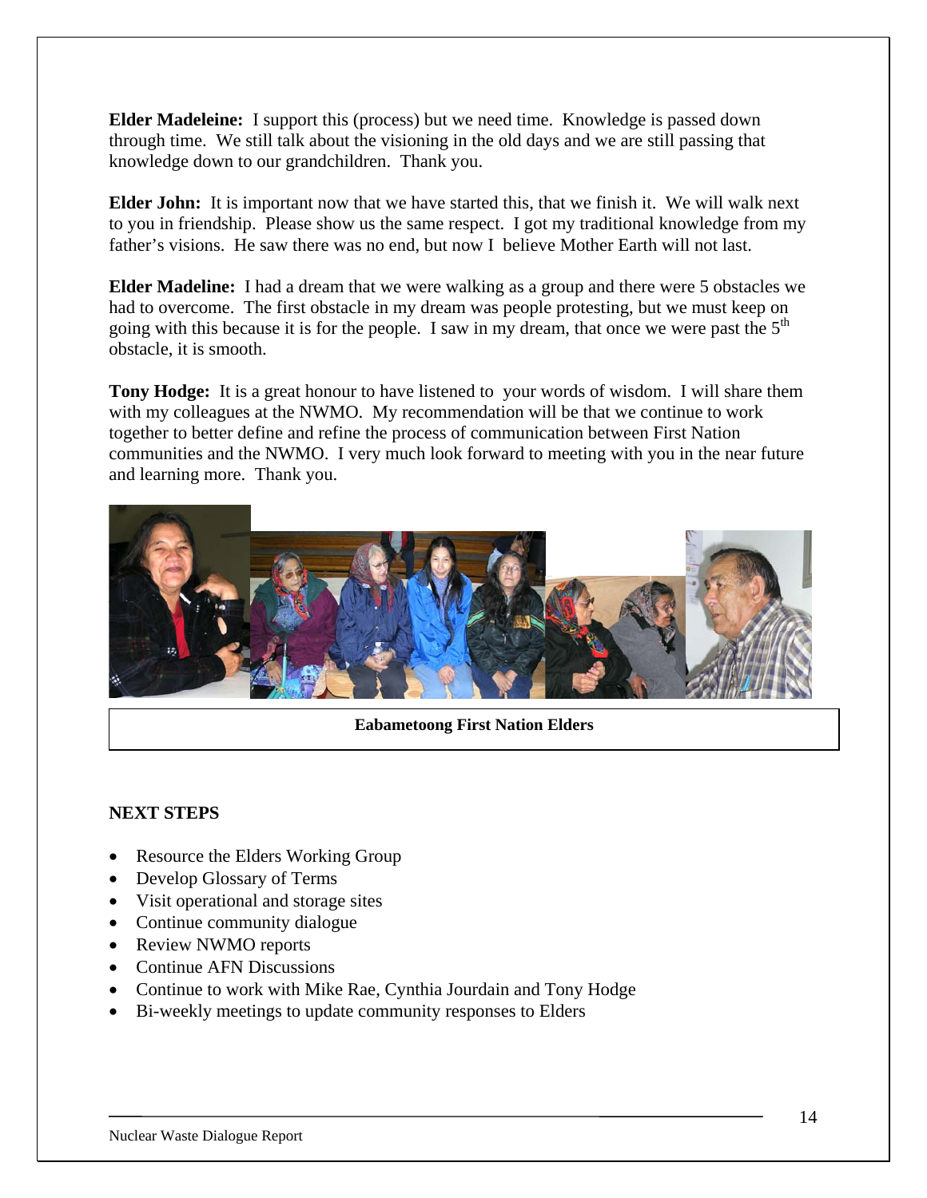**Elder Madeleine:** I support this (process) but we need time. Knowledge is passed down through time. We still talk about the visioning in the old days and we are still passing that knowledge down to our grandchildren. Thank you.

**Elder John:** It is important now that we have started this, that we finish it. We will walk next to you in friendship. Please show us the same respect. I got my traditional knowledge from my father's visions. He saw there was no end, but now I believe Mother Earth will not last.

**Elder Madeline:** I had a dream that we were walking as a group and there were 5 obstacles we had to overcome. The first obstacle in my dream was people protesting, but we must keep on going with this because it is for the people. I saw in my dream, that once we were past the 5th obstacle, it is smooth.

**Tony Hodge:** It is a great honour to have listened to your words of wisdom. I will share them with my colleagues at the NWMO. My recommendation will be that we continue to work together to better define and refine the process of communication between First Nation communities and the NWMO. I very much look forward to meeting with you in the near future and learning more. Thank you.

**Eabametoong First Nation Elders**

## NEXT STEPS

- Resource the Elders Working Group
- Develop Glossary of Terms
- Visit operational and storage sites
- Continue community dialogue
- Review NWMO reports
- Continue AFN Discussions
- Continue to work with Mike Rae, Cynthia Jourdain and Tony Hodge
- Bi-weekly meetings to update community responses to Elders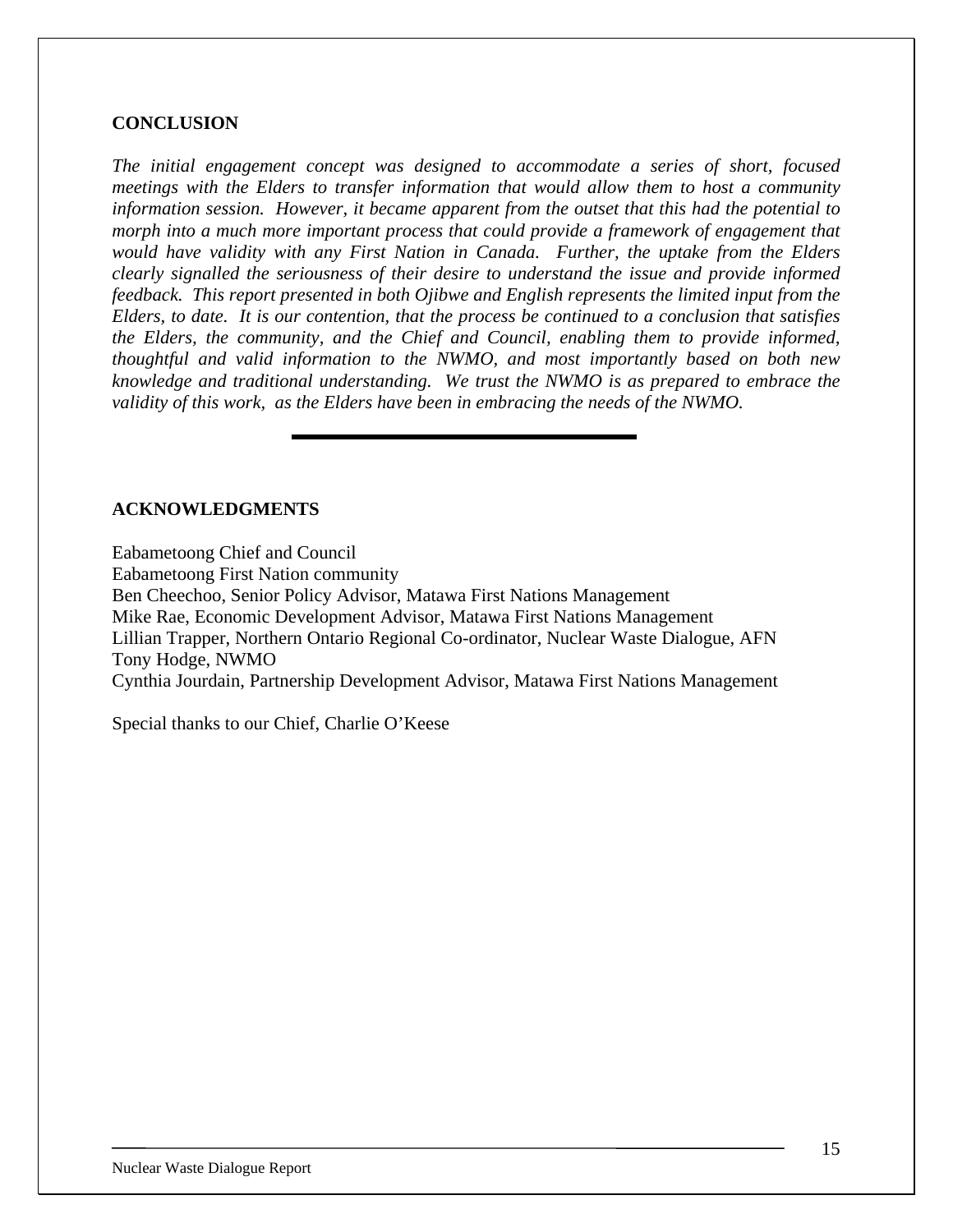## CONCLUSION

*The initial engagement concept was designed to accommodate a series of short, focused meetings with the Elders to transfer information that would allow them to host a community information session. However, it became apparent from the outset that this had the potential to morph into a much more important process that could provide a framework of engagement that would have validity with any First Nation in Canada. Further, the uptake from the Elders clearly signalled the seriousness of their desire to understand the issue and provide informed feedback. This report presented in both Ojibwe and English represents the limited input from the Elders, to date. It is our contention, that the process be continued to a conclusion that satisfies the Elders, the community, and the Chief and Council, enabling them to provide informed, thoughtful and valid information to the NWMO, and most importantly based on both new knowledge and traditional understanding. We trust the NWMO is as prepared to embrace the validity of this work, as the Elders have been in embracing the needs of the NWMO.*

---

## ACKNOWLEDGMENTS

Eabametoong Chief and Council
Eabametoong First Nation community
Ben Cheechoo, Senior Policy Advisor, Matawa First Nations Management
Mike Rae, Economic Development Advisor, Matawa First Nations Management
Lillian Trapper, Northern Ontario Regional Co-ordinator, Nuclear Waste Dialogue, AFN
Tony Hodge, NWMO
Cynthia Jourdain, Partnership Development Advisor, Matawa First Nations Management

Special thanks to our Chief, Charlie O'Keese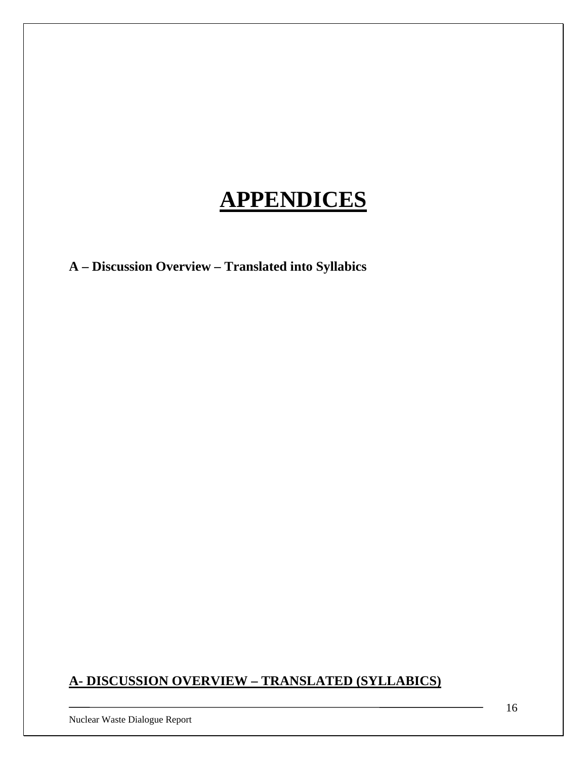# APPENDICES

**A – Discussion Overview – Translated into Syllabics**

## A- DISCUSSION OVERVIEW – TRANSLATED (SYLLABICS)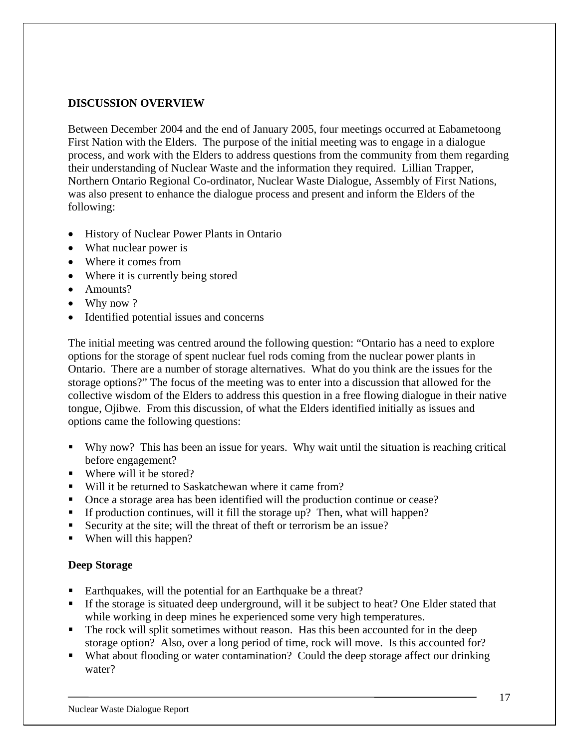## DISCUSSION OVERVIEW

Between December 2004 and the end of January 2005, four meetings occurred at Eabametoong First Nation with the Elders. The purpose of the initial meeting was to engage in a dialogue process, and work with the Elders to address questions from the community from them regarding their understanding of Nuclear Waste and the information they required. Lillian Trapper, Northern Ontario Regional Co-ordinator, Nuclear Waste Dialogue, Assembly of First Nations, was also present to enhance the dialogue process and present and inform the Elders of the following:

- History of Nuclear Power Plants in Ontario
- What nuclear power is
- Where it comes from
- Where it is currently being stored
- Amounts?
- Why now ?
- Identified potential issues and concerns

The initial meeting was centred around the following question: "Ontario has a need to explore options for the storage of spent nuclear fuel rods coming from the nuclear power plants in Ontario. There are a number of storage alternatives. What do you think are the issues for the storage options?" The focus of the meeting was to enter into a discussion that allowed for the collective wisdom of the Elders to address this question in a free flowing dialogue in their native tongue, Ojibwe. From this discussion, of what the Elders identified initially as issues and options came the following questions:

- Why now? This has been an issue for years. Why wait until the situation is reaching critical before engagement?
- Where will it be stored?
- Will it be returned to Saskatchewan where it came from?
- Once a storage area has been identified will the production continue or cease?
- If production continues, will it fill the storage up? Then, what will happen?
- Security at the site; will the threat of theft or terrorism be an issue?
- When will this happen?

### Deep Storage

- Earthquakes, will the potential for an Earthquake be a threat?
- If the storage is situated deep underground, will it be subject to heat? One Elder stated that while working in deep mines he experienced some very high temperatures.
- The rock will split sometimes without reason. Has this been accounted for in the deep storage option? Also, over a long period of time, rock will move. Is this accounted for?
- What about flooding or water contamination? Could the deep storage affect our drinking water?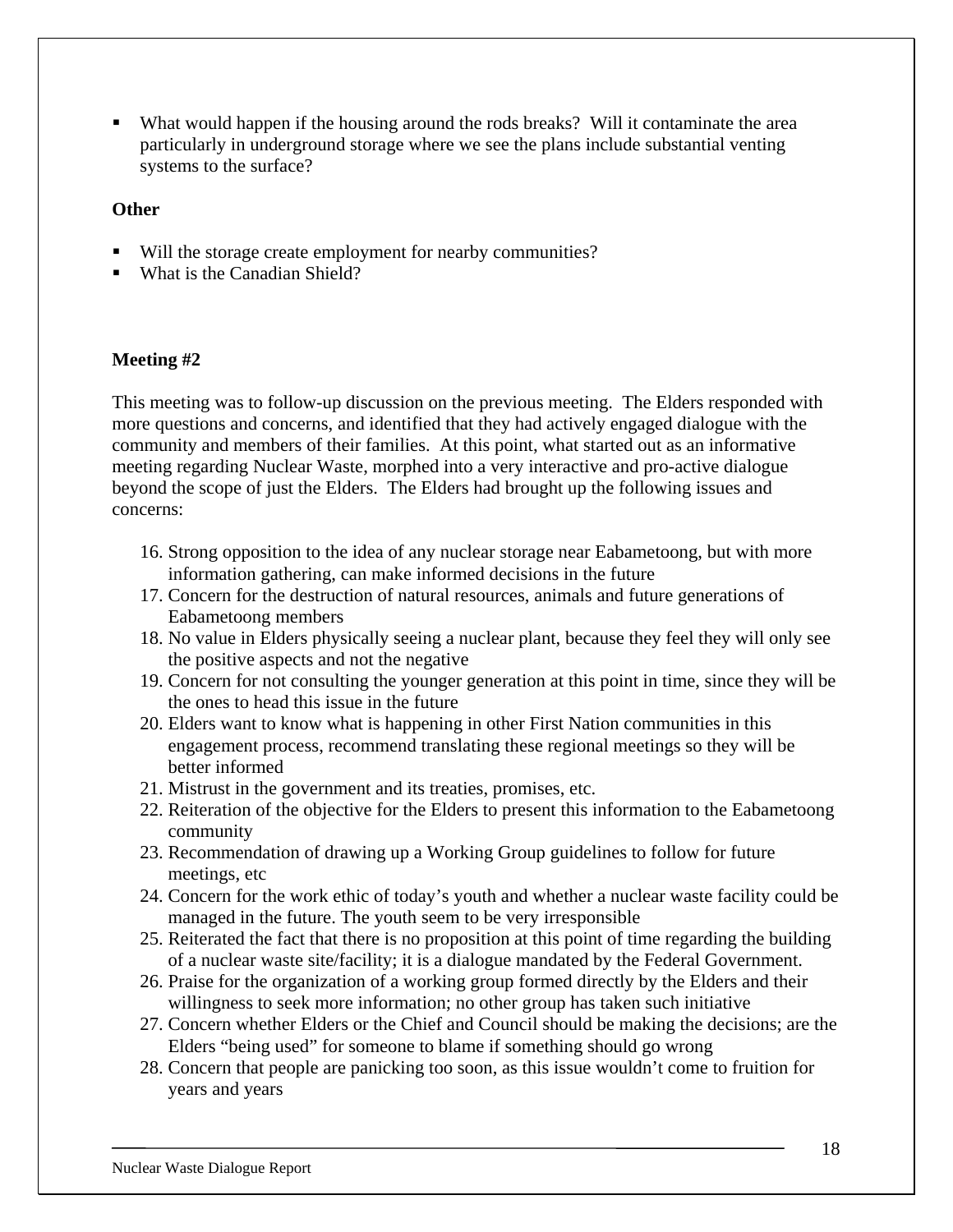- What would happen if the housing around the rods breaks? Will it contaminate the area particularly in underground storage where we see the plans include substantial venting systems to the surface?

**Other**

- Will the storage create employment for nearby communities?
- What is the Canadian Shield?

**Meeting #2**

This meeting was to follow-up discussion on the previous meeting. The Elders responded with more questions and concerns, and identified that they had actively engaged dialogue with the community and members of their families. At this point, what started out as an informative meeting regarding Nuclear Waste, morphed into a very interactive and pro-active dialogue beyond the scope of just the Elders. The Elders had brought up the following issues and concerns:

16. Strong opposition to the idea of any nuclear storage near Eabametoong, but with more information gathering, can make informed decisions in the future
17. Concern for the destruction of natural resources, animals and future generations of Eabametoong members
18. No value in Elders physically seeing a nuclear plant, because they feel they will only see the positive aspects and not the negative
19. Concern for not consulting the younger generation at this point in time, since they will be the ones to head this issue in the future
20. Elders want to know what is happening in other First Nation communities in this engagement process, recommend translating these regional meetings so they will be better informed
21. Mistrust in the government and its treaties, promises, etc.
22. Reiteration of the objective for the Elders to present this information to the Eabametoong community
23. Recommendation of drawing up a Working Group guidelines to follow for future meetings, etc
24. Concern for the work ethic of today's youth and whether a nuclear waste facility could be managed in the future. The youth seem to be very irresponsible
25. Reiterated the fact that there is no proposition at this point of time regarding the building of a nuclear waste site/facility; it is a dialogue mandated by the Federal Government.
26. Praise for the organization of a working group formed directly by the Elders and their willingness to seek more information; no other group has taken such initiative
27. Concern whether Elders or the Chief and Council should be making the decisions; are the Elders "being used" for someone to blame if something should go wrong
28. Concern that people are panicking too soon, as this issue wouldn't come to fruition for years and years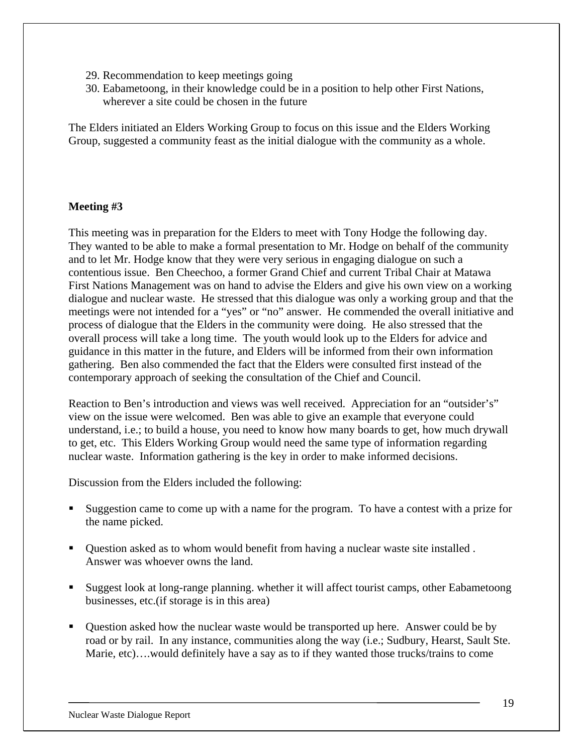29. Recommendation to keep meetings going
30. Eabametoong, in their knowledge could be in a position to help other First Nations, wherever a site could be chosen in the future

The Elders initiated an Elders Working Group to focus on this issue and the Elders Working Group, suggested a community feast as the initial dialogue with the community as a whole.

**Meeting #3**

This meeting was in preparation for the Elders to meet with Tony Hodge the following day. They wanted to be able to make a formal presentation to Mr. Hodge on behalf of the community and to let Mr. Hodge know that they were very serious in engaging dialogue on such a contentious issue. Ben Cheechoo, a former Grand Chief and current Tribal Chair at Matawa First Nations Management was on hand to advise the Elders and give his own view on a working dialogue and nuclear waste. He stressed that this dialogue was only a working group and that the meetings were not intended for a "yes" or "no" answer. He commended the overall initiative and process of dialogue that the Elders in the community were doing. He also stressed that the overall process will take a long time. The youth would look up to the Elders for advice and guidance in this matter in the future, and Elders will be informed from their own information gathering. Ben also commended the fact that the Elders were consulted first instead of the contemporary approach of seeking the consultation of the Chief and Council.

Reaction to Ben's introduction and views was well received. Appreciation for an "outsider's" view on the issue were welcomed. Ben was able to give an example that everyone could understand, i.e.; to build a house, you need to know how many boards to get, how much drywall to get, etc. This Elders Working Group would need the same type of information regarding nuclear waste. Information gathering is the key in order to make informed decisions.

Discussion from the Elders included the following:

- Suggestion came to come up with a name for the program. To have a contest with a prize for the name picked.
- Question asked as to whom would benefit from having a nuclear waste site installed . Answer was whoever owns the land.
- Suggest look at long-range planning. whether it will affect tourist camps, other Eabametoong businesses, etc.(if storage is in this area)
- Question asked how the nuclear waste would be transported up here. Answer could be by road or by rail. In any instance, communities along the way (i.e.; Sudbury, Hearst, Sault Ste. Marie, etc)….would definitely have a say as to if they wanted those trucks/trains to come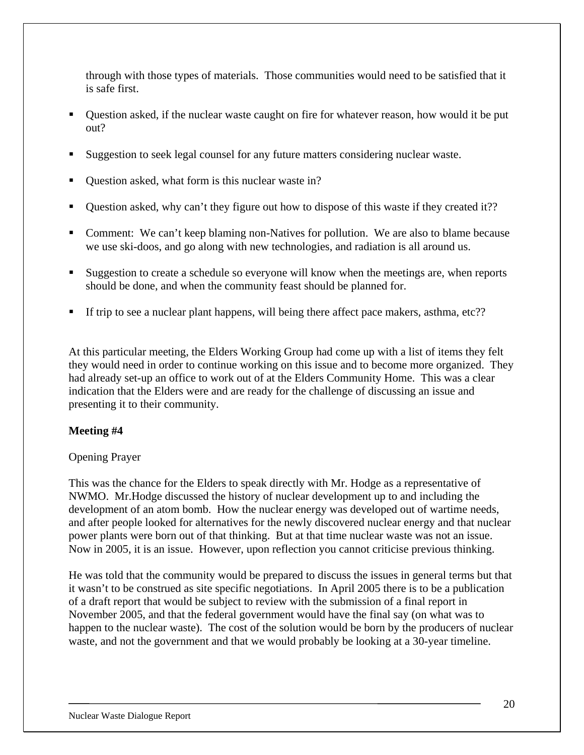through with those types of materials. Those communities would need to be satisfied that it is safe first.

- Question asked, if the nuclear waste caught on fire for whatever reason, how would it be put out?
- Suggestion to seek legal counsel for any future matters considering nuclear waste.
- Question asked, what form is this nuclear waste in?
- Question asked, why can't they figure out how to dispose of this waste if they created it??
- Comment: We can't keep blaming non-Natives for pollution. We are also to blame because we use ski-doos, and go along with new technologies, and radiation is all around us.
- Suggestion to create a schedule so everyone will know when the meetings are, when reports should be done, and when the community feast should be planned for.
- If trip to see a nuclear plant happens, will being there affect pace makers, asthma, etc??

At this particular meeting, the Elders Working Group had come up with a list of items they felt they would need in order to continue working on this issue and to become more organized. They had already set-up an office to work out of at the Elders Community Home. This was a clear indication that the Elders were and are ready for the challenge of discussing an issue and presenting it to their community.

**Meeting #4**

Opening Prayer

This was the chance for the Elders to speak directly with Mr. Hodge as a representative of NWMO. Mr.Hodge discussed the history of nuclear development up to and including the development of an atom bomb. How the nuclear energy was developed out of wartime needs, and after people looked for alternatives for the newly discovered nuclear energy and that nuclear power plants were born out of that thinking. But at that time nuclear waste was not an issue. Now in 2005, it is an issue. However, upon reflection you cannot criticise previous thinking.

He was told that the community would be prepared to discuss the issues in general terms but that it wasn't to be construed as site specific negotiations. In April 2005 there is to be a publication of a draft report that would be subject to review with the submission of a final report in November 2005, and that the federal government would have the final say (on what was to happen to the nuclear waste). The cost of the solution would be born by the producers of nuclear waste, and not the government and that we would probably be looking at a 30-year timeline.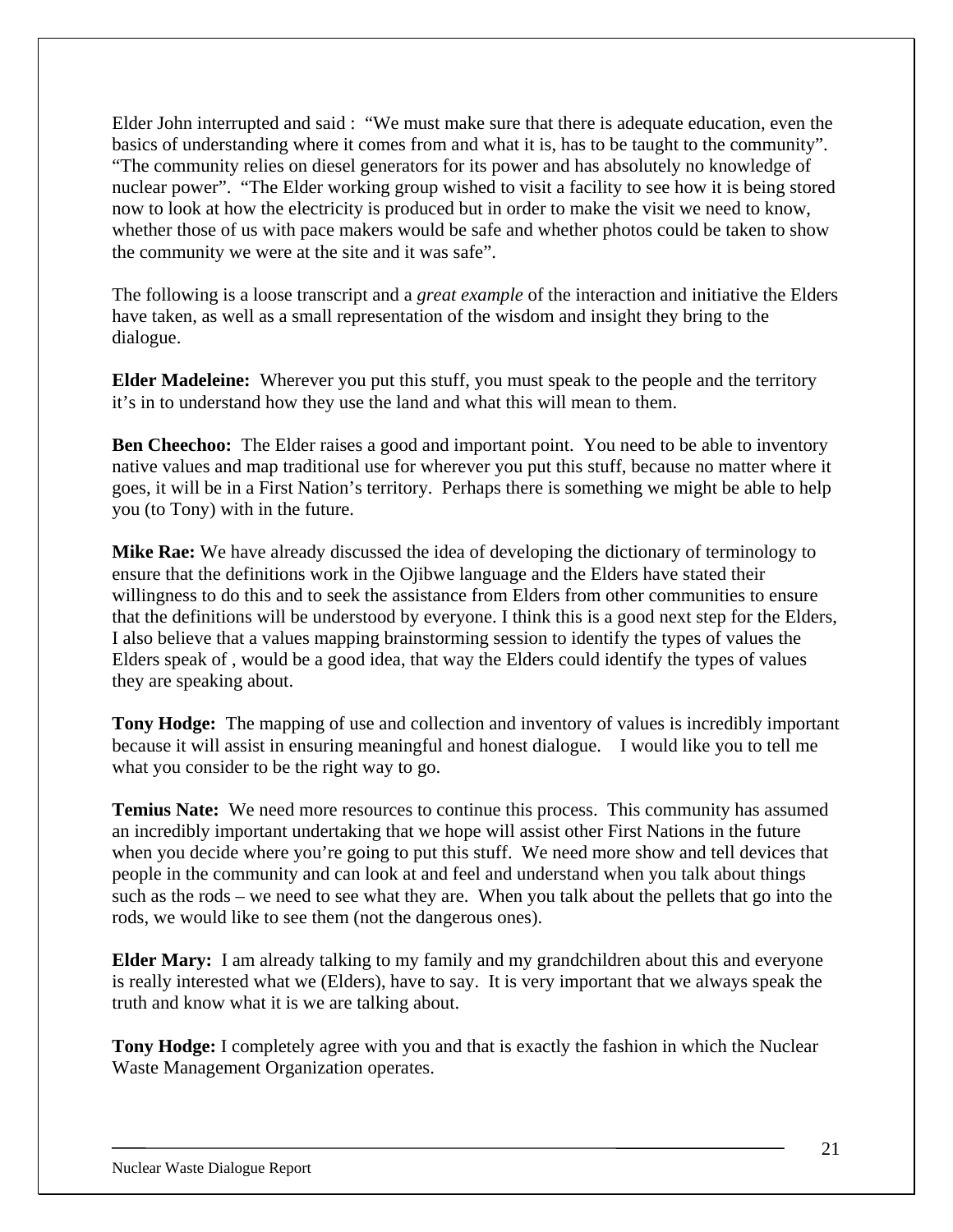Elder John interrupted and said : "We must make sure that there is adequate education, even the basics of understanding where it comes from and what it is, has to be taught to the community". "The community relies on diesel generators for its power and has absolutely no knowledge of nuclear power". "The Elder working group wished to visit a facility to see how it is being stored now to look at how the electricity is produced but in order to make the visit we need to know, whether those of us with pace makers would be safe and whether photos could be taken to show the community we were at the site and it was safe".

The following is a loose transcript and a *great example* of the interaction and initiative the Elders have taken, as well as a small representation of the wisdom and insight they bring to the dialogue.

**Elder Madeleine:** Wherever you put this stuff, you must speak to the people and the territory it's in to understand how they use the land and what this will mean to them.

**Ben Cheechoo:** The Elder raises a good and important point. You need to be able to inventory native values and map traditional use for wherever you put this stuff, because no matter where it goes, it will be in a First Nation's territory. Perhaps there is something we might be able to help you (to Tony) with in the future.

**Mike Rae:** We have already discussed the idea of developing the dictionary of terminology to ensure that the definitions work in the Ojibwe language and the Elders have stated their willingness to do this and to seek the assistance from Elders from other communities to ensure that the definitions will be understood by everyone. I think this is a good next step for the Elders, I also believe that a values mapping brainstorming session to identify the types of values the Elders speak of , would be a good idea, that way the Elders could identify the types of values they are speaking about.

**Tony Hodge:** The mapping of use and collection and inventory of values is incredibly important because it will assist in ensuring meaningful and honest dialogue. I would like you to tell me what you consider to be the right way to go.

**Temius Nate:** We need more resources to continue this process. This community has assumed an incredibly important undertaking that we hope will assist other First Nations in the future when you decide where you're going to put this stuff. We need more show and tell devices that people in the community and can look at and feel and understand when you talk about things such as the rods – we need to see what they are. When you talk about the pellets that go into the rods, we would like to see them (not the dangerous ones).

**Elder Mary:** I am already talking to my family and my grandchildren about this and everyone is really interested what we (Elders), have to say. It is very important that we always speak the truth and know what it is we are talking about.

**Tony Hodge:** I completely agree with you and that is exactly the fashion in which the Nuclear Waste Management Organization operates.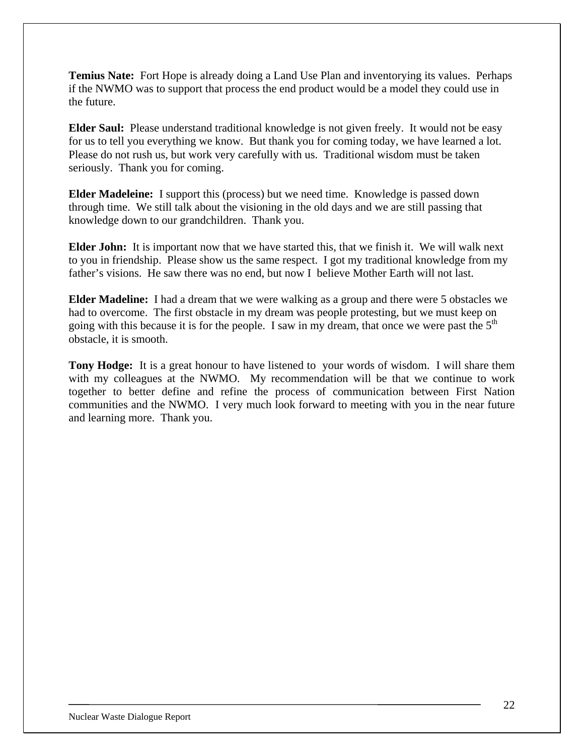**Temius Nate:** Fort Hope is already doing a Land Use Plan and inventorying its values. Perhaps if the NWMO was to support that process the end product would be a model they could use in the future.

**Elder Saul:** Please understand traditional knowledge is not given freely. It would not be easy for us to tell you everything we know. But thank you for coming today, we have learned a lot. Please do not rush us, but work very carefully with us. Traditional wisdom must be taken seriously. Thank you for coming.

**Elder Madeleine:** I support this (process) but we need time. Knowledge is passed down through time. We still talk about the visioning in the old days and we are still passing that knowledge down to our grandchildren. Thank you.

**Elder John:** It is important now that we have started this, that we finish it. We will walk next to you in friendship. Please show us the same respect. I got my traditional knowledge from my father's visions. He saw there was no end, but now I believe Mother Earth will not last.

**Elder Madeline:** I had a dream that we were walking as a group and there were 5 obstacles we had to overcome. The first obstacle in my dream was people protesting, but we must keep on going with this because it is for the people. I saw in my dream, that once we were past the 5th obstacle, it is smooth.

**Tony Hodge:** It is a great honour to have listened to your words of wisdom. I will share them with my colleagues at the NWMO. My recommendation will be that we continue to work together to better define and refine the process of communication between First Nation communities and the NWMO. I very much look forward to meeting with you in the near future and learning more. Thank you.